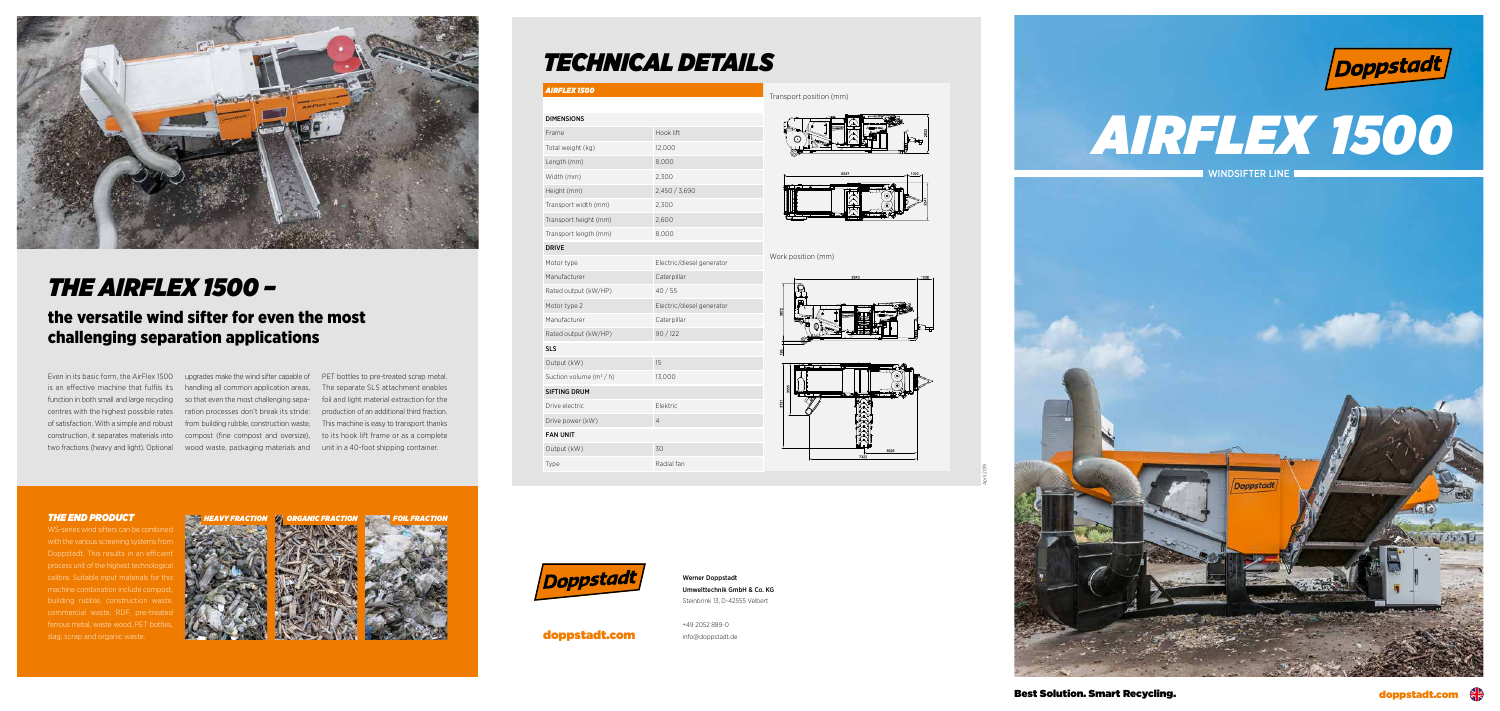# THE AIRFLEX 1500 –

## the versatile wind sifter for even the most challenging separation applications

Even in its basic form, the AirFlex 1500 is an effective machine that fulfils its function in both small and large recycling centres with the highest possible rates of satisfaction. With a simple and robust construction, it separates materials into two fractions (heavy and light). Optional upgrades make the wind sifter capable of handling all common application areas, so that even the most challenging separation processes don't break its stride: from building rubble, construction waste, compost (fine compost and oversize), wood waste, packaging materials and PET bottles to pre-treated scrap metal. The separate SLS attachment enables foil and light material extraction for the production of an additional third fraction. This machine is easy to transport thanks to its hook lift frame or as a complete unit in a 40-foot shipping container.

### THE END PRODUCT

WS-series wind sifters can be combined with the various screening systems from Doppstadt. This results in an efficient process unit of the highest technological calibre. Suitable input materials for this machine combination include compost, building rubble, construction waste, commercial waste, RDF, pre-treated ferrous metal, waste wood, PET bottles, slag, scrap and organic waste.

HEAVY FRACTION | ORGANIC FRACTION | FOIL FRACTION

# TECHNICAL DETAILS

| AIRFLEX 1500 | |
|---|---|
| **DIMENSIONS** | |
| Frame | Hook lift |
| Total weight (kg) | 12,000 |
| Length (mm) | 8,000 |
| Width (mm) | 2,300 |
| Height (mm) | 2,450 / 3,690 |
| Transport width (mm) | 2,300 |
| Transport height (mm) | 2,600 |
| Transport length (mm) | 8,000 |
| **DRIVE** | |
| Motor type | Electric/diesel generator |
| Manufacturer | Caterpillar |
| Rated output (kW/HP) | 40 / 55 |
| Motor type 2 | Electric/diesel generator |
| Manufacturer | Caterpillar |
| Rated output (kW/HP) | 90 / 122 |
| **SLS** | |
| Output (kW) | 15 |
| Suction volume ($m^3$ / h) | 13,000 |
| **SIFTING DRUM** | |
| Drive electric | Elektric |
| Drive power (kW) | 4 |
| **FAN UNIT** | |
| Output (kW) | 30 |
| Type | Radial fan |

Transport position (mm)

Work position (mm)

**Werner Doppstadt Umwelttechnik GmbH & Co. KG**
Steinbrink 13, D-42555 Velbert

+49 2052 889-0
info@doppstadt.de

doppstadt.com

# AIRFLEX 1500

WINDSIFTER LINE

Best Solution. Smart Recycling.

doppstadt.com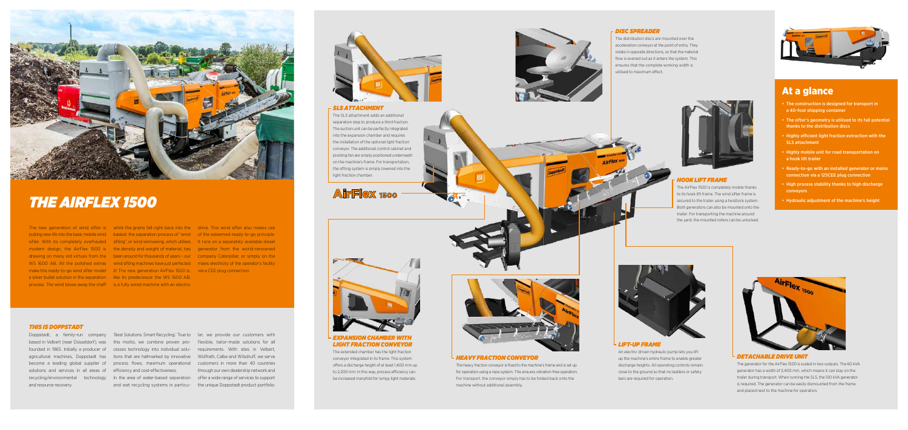# THE AIRFLEX 1500

The new generation of wind sifter is putting new life into the basic mobile wind sifter. With its completely overhauled modern design, the AirFlex 1500 is drawing on many old virtues from the WS 1600 AB. All the polished extras make this ready-to-go wind sifter model a silver bullet solution in the separation process. The wind blows away the chaff while the grains fall right back into the basket: the separation process of "wind sifting", or wind winnowing, which utilises the density and weight of material, has been around for thousands of years – our wind sifting machines have just perfected it! The new generation AirFlex 1500 is, like its predecessor the WS 1600 AB, is a fully wired machine with an electric drive. This wind sifter also makes use of the esteemed ready-to-go principle. It runs on a separately available diesel generator from the world-renowned company Caterpillar, or simply on the mains electricity of the operator's facility via a CEE plug connection.

### THIS IS DOPPSTADT

Doppstadt, a family-run company based in Velbert (near Düsseldorf), was founded in 1965. Initially a producer of agricultural machines, Doppstadt has become a leading global supplier of solutions and services in all areas of recycling/environmental technology and resource recovery.

'Best Solutions. Smart Recycling.' True to this motto, we combine proven processes technology into individual solutions that are hallmarked by innovative process flows, maximum operational efficiency and cost-effectiveness.

In the area of water-based separation and wet recycling systems in particular, we provide our customers with flexible, tailor-made solutions for all requirements. With sites in Velbert, Wülfrath, Calbe and Wilsdruff, we serve customers in more than 40 countries through our own dealership network and offer a wide range of services to support the unique Doppstadt product portfolio.

### SLS ATTACHMENT

The SLS attachment adds an additional separation step to produce a third fraction. The suction unit can be perfectly integrated into the expansion chamber and requires the installation of the optional light fraction conveyor. The additional control cabinet and pivoting fan are simply positioned underneath on the machine's frame. For transportation, the sifting system is simply lowered into the light fraction chamber.

### EXPANSION CHAMBER WITH LIGHT FRACTION CONVEYOR

The extended chamber has the light fraction conveyor integrated in its frame. This system offers a discharge height of at least 1,400 mm up to 2,200 mm. In this way, process efficiency can be increased manyfold for lumpy light materials.

### DISC SPREADER

The distribution discs are mounted over the acceleration conveyor at the point of entry. They rotate in opposite directions, so that the material flow is evened out as it enters the system. This ensures that the complete working width is utilised to maximum effect.

### HEAVY FRACTION CONVEYOR

The heavy fraction conveyor is fixed to the machine's frame and is set up for operation using a rope system. This ensures vibration-free operation. For transport, the conveyor simply has to be folded back onto the machine without additional assembly.

### HOOK LIFT FRAME

The AirFlex 1500 is completely mobile thanks to its hook lift frame. The wind sifter frame is secured to the trailer using a twistlock system. Both generators can also be mounted onto the trailer. For transporting the machine around the yard, the mounted rollers can be unlocked.

### LIFT-UP FRAME

An electric driven hydraulic pump lets you lift up the machine's entire frame to enable greater discharge heights. All operating controls remain close to the ground so that no ladders or safety bars are required for operation.

### DETACHABLE DRIVE UNIT

The generator for the AirFlex 1500 is scaled in two outputs. The 60 kVA generator has a width of 2,400 mm, which means it can stay on the trailer during transport. When running the SLS, the 100 kVA generator is required. The generator can be easily dismounted from the frame and placed next to the machine for operation.

## At a glance

- The construction is designed for transport in a 40-foot shipping container
- The sifter's geometry is utilised to its full potential thanks to the distribution discs
- Highly efficient light fraction extraction with the SLS attachment
- Highly mobile unit for road transportation on a hook lift trailer
- Ready-to-go with an installed generator or mains connection via a 125CEE plug connection
- High process stability thanks to high discharge conveyors
- Hydraulic adjustment of the machine's height